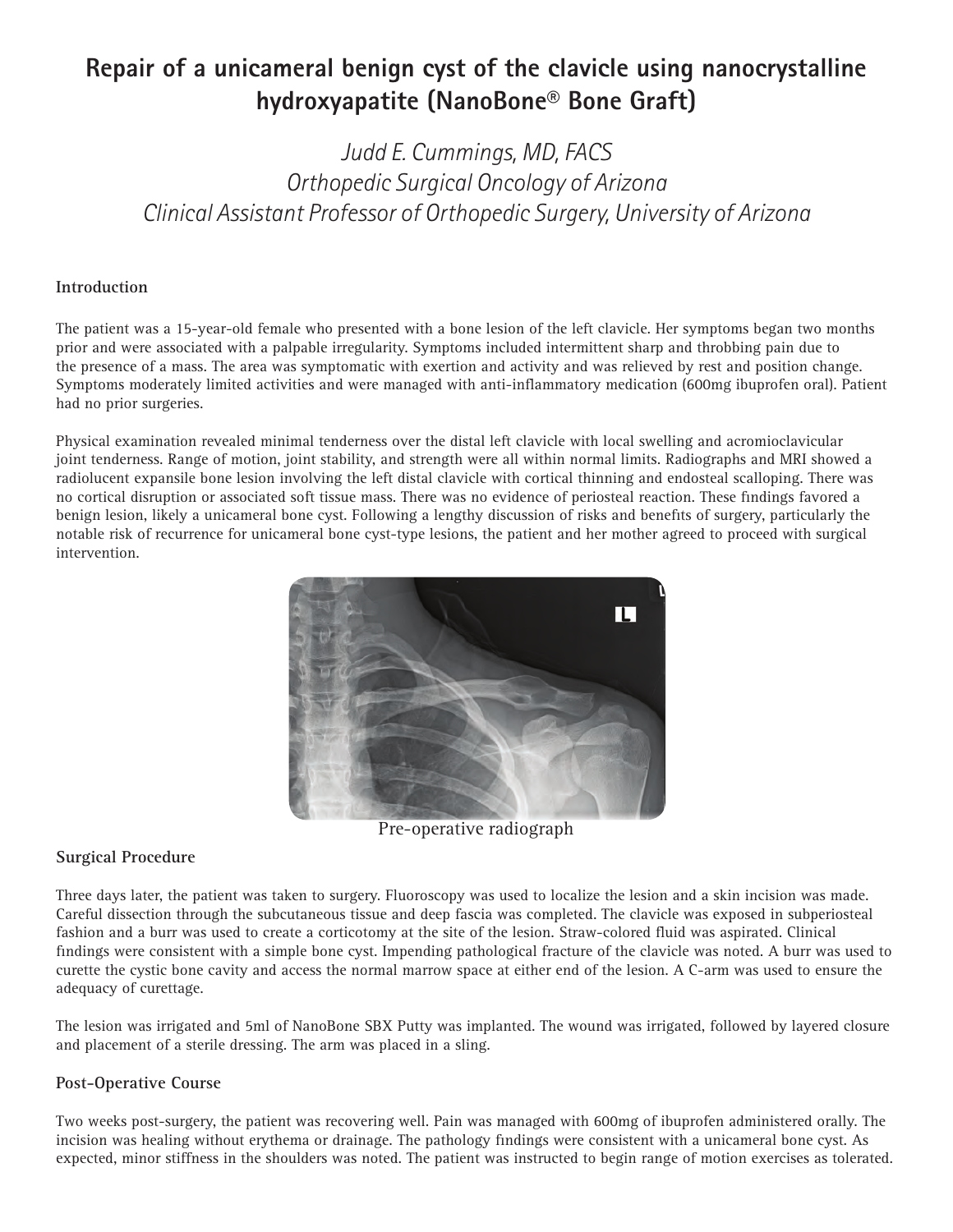# Repair of a unicameral benign cyst of the clavicle using nanocrystalline hydroxyapatite (NanoBone® Bone Graft)

*Judd E. Cummings, MD, FACS*
*Orthopedic Surgical Oncology of Arizona*
*Clinical Assistant Professor of Orthopedic Surgery, University of Arizona*

## Introduction

The patient was a 15-year-old female who presented with a bone lesion of the left clavicle. Her symptoms began two months prior and were associated with a palpable irregularity. Symptoms included intermittent sharp and throbbing pain due to the presence of a mass. The area was symptomatic with exertion and activity and was relieved by rest and position change. Symptoms moderately limited activities and were managed with anti-inflammatory medication (600mg ibuprofen oral). Patient had no prior surgeries.

Physical examination revealed minimal tenderness over the distal left clavicle with local swelling and acromioclavicular joint tenderness. Range of motion, joint stability, and strength were all within normal limits. Radiographs and MRI showed a radiolucent expansile bone lesion involving the left distal clavicle with cortical thinning and endosteal scalloping. There was no cortical disruption or associated soft tissue mass. There was no evidence of periosteal reaction. These findings favored a benign lesion, likely a unicameral bone cyst. Following a lengthy discussion of risks and benefits of surgery, particularly the notable risk of recurrence for unicameral bone cyst-type lesions, the patient and her mother agreed to proceed with surgical intervention.

Pre-operative radiograph

## Surgical Procedure

Three days later, the patient was taken to surgery. Fluoroscopy was used to localize the lesion and a skin incision was made. Careful dissection through the subcutaneous tissue and deep fascia was completed. The clavicle was exposed in subperiosteal fashion and a burr was used to create a corticotomy at the site of the lesion. Straw-colored fluid was aspirated. Clinical findings were consistent with a simple bone cyst. Impending pathological fracture of the clavicle was noted. A burr was used to curette the cystic bone cavity and access the normal marrow space at either end of the lesion. A C-arm was used to ensure the adequacy of curettage.

The lesion was irrigated and 5ml of NanoBone SBX Putty was implanted. The wound was irrigated, followed by layered closure and placement of a sterile dressing. The arm was placed in a sling.

## Post-Operative Course

Two weeks post-surgery, the patient was recovering well. Pain was managed with 600mg of ibuprofen administered orally. The incision was healing without erythema or drainage. The pathology findings were consistent with a unicameral bone cyst. As expected, minor stiffness in the shoulders was noted. The patient was instructed to begin range of motion exercises as tolerated.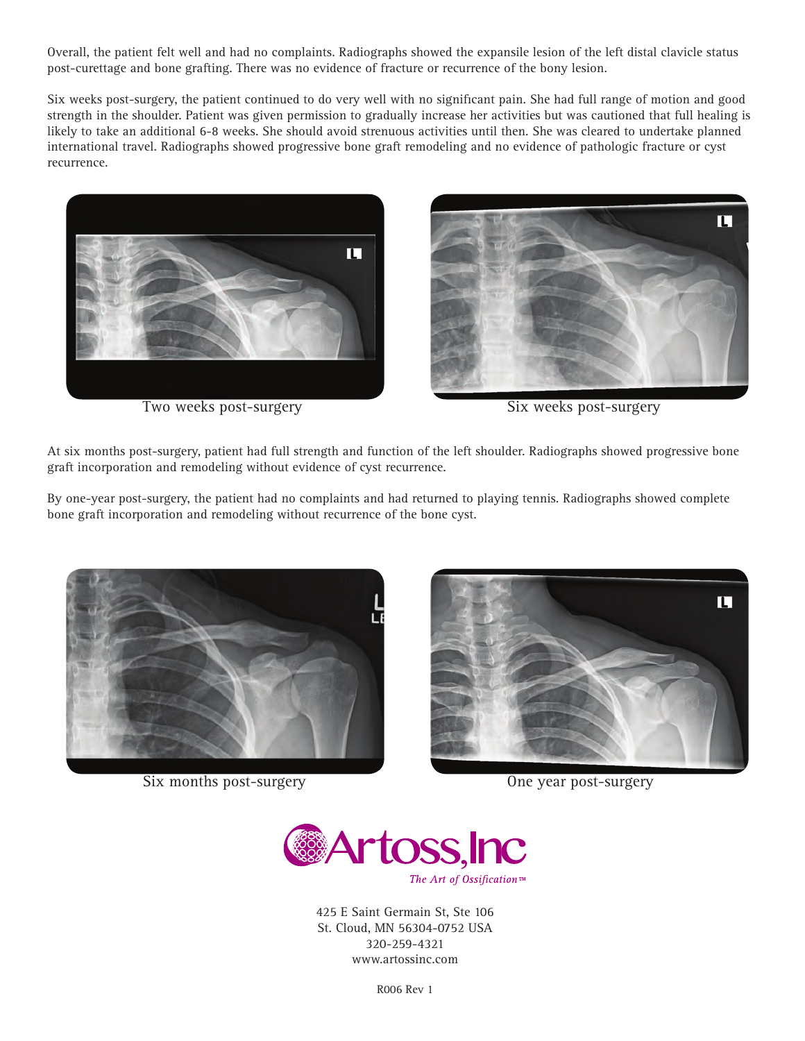Overall, the patient felt well and had no complaints. Radiographs showed the expansile lesion of the left distal clavicle status post-curettage and bone grafting. There was no evidence of fracture or recurrence of the bony lesion.

Six weeks post-surgery, the patient continued to do very well with no significant pain. She had full range of motion and good strength in the shoulder. Patient was given permission to gradually increase her activities but was cautioned that full healing is likely to take an additional 6-8 weeks. She should avoid strenuous activities until then. She was cleared to undertake planned international travel. Radiographs showed progressive bone graft remodeling and no evidence of pathologic fracture or cyst recurrence.

Two weeks post-surgery

Six weeks post-surgery

At six months post-surgery, patient had full strength and function of the left shoulder. Radiographs showed progressive bone graft incorporation and remodeling without evidence of cyst recurrence.

By one-year post-surgery, the patient had no complaints and had returned to playing tennis. Radiographs showed complete bone graft incorporation and remodeling without recurrence of the bone cyst.

Six months post-surgery

One year post-surgery

Artoss, Inc

*The Art of Ossification™*

425 E Saint Germain St, Ste 106
St. Cloud, MN 56304-0752 USA
320-259-4321
www.artossinc.com

R006 Rev 1